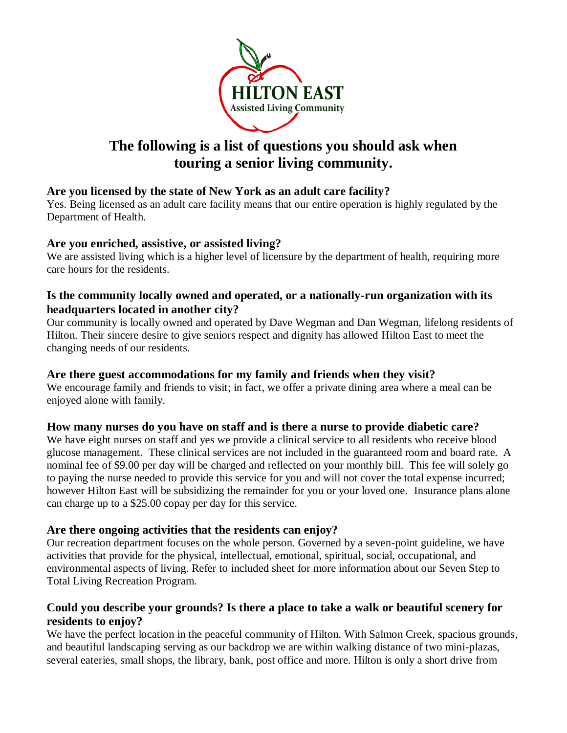HILTON EAST
Assisted Living Community

# The following is a list of questions you should ask when touring a senior living community.

**Are you licensed by the state of New York as an adult care facility?**
Yes. Being licensed as an adult care facility means that our entire operation is highly regulated by the Department of Health.

**Are you enriched, assistive, or assisted living?**
We are assisted living which is a higher level of licensure by the department of health, requiring more care hours for the residents.

**Is the community locally owned and operated, or a nationally-run organization with its headquarters located in another city?**
Our community is locally owned and operated by Dave Wegman and Dan Wegman, lifelong residents of Hilton. Their sincere desire to give seniors respect and dignity has allowed Hilton East to meet the changing needs of our residents.

**Are there guest accommodations for my family and friends when they visit?**
We encourage family and friends to visit; in fact, we offer a private dining area where a meal can be enjoyed alone with family.

**How many nurses do you have on staff and is there a nurse to provide diabetic care?**
We have eight nurses on staff and yes we provide a clinical service to all residents who receive blood glucose management. These clinical services are not included in the guaranteed room and board rate. A nominal fee of $9.00 per day will be charged and reflected on your monthly bill. This fee will solely go to paying the nurse needed to provide this service for you and will not cover the total expense incurred; however Hilton East will be subsidizing the remainder for you or your loved one. Insurance plans alone can charge up to a $25.00 copay per day for this service.

**Are there ongoing activities that the residents can enjoy?**
Our recreation department focuses on the whole person. Governed by a seven-point guideline, we have activities that provide for the physical, intellectual, emotional, spiritual, social, occupational, and environmental aspects of living. Refer to included sheet for more information about our Seven Step to Total Living Recreation Program.

**Could you describe your grounds? Is there a place to take a walk or beautiful scenery for residents to enjoy?**
We have the perfect location in the peaceful community of Hilton. With Salmon Creek, spacious grounds, and beautiful landscaping serving as our backdrop we are within walking distance of two mini-plazas, several eateries, small shops, the library, bank, post office and more. Hilton is only a short drive from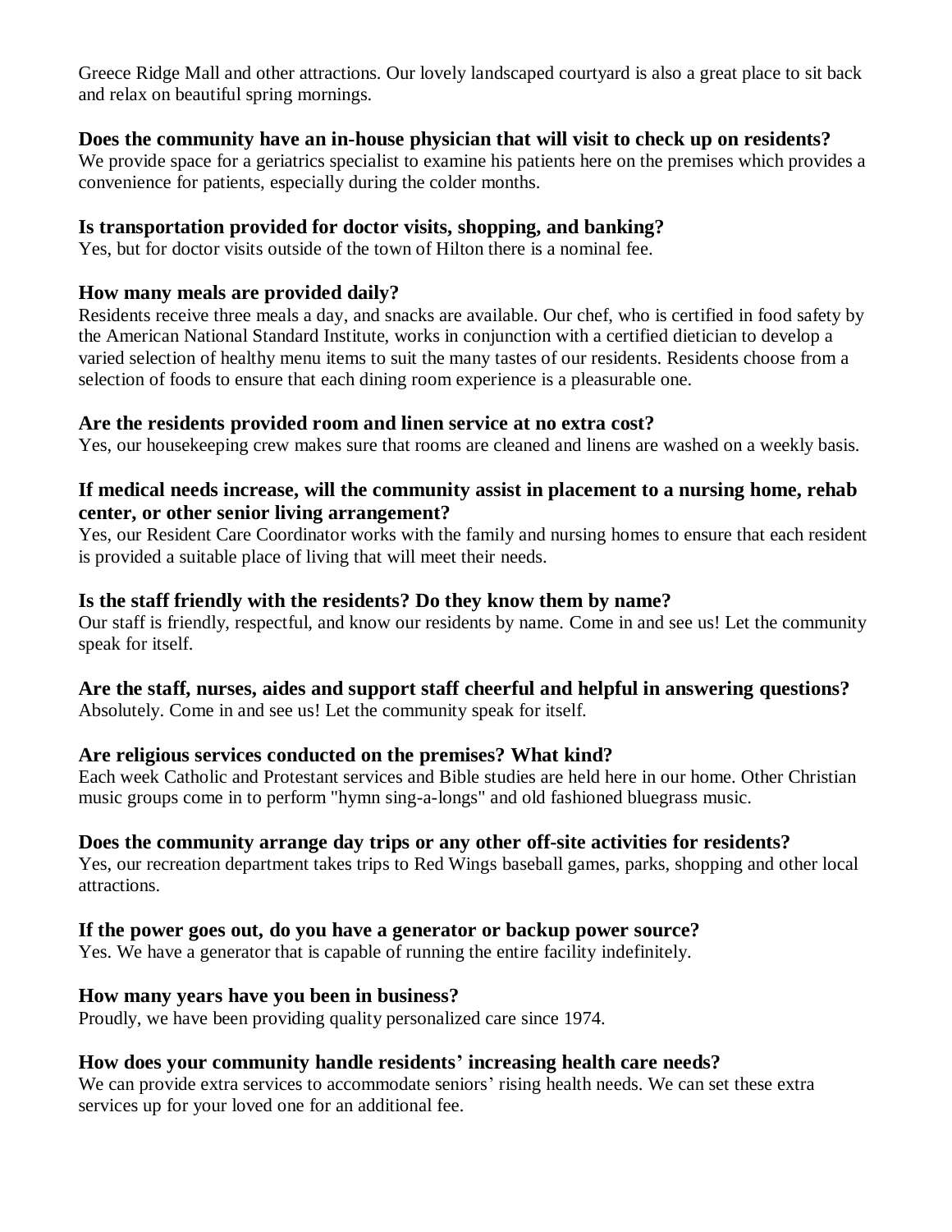Greece Ridge Mall and other attractions. Our lovely landscaped courtyard is also a great place to sit back and relax on beautiful spring mornings.

**Does the community have an in-house physician that will visit to check up on residents?**
We provide space for a geriatrics specialist to examine his patients here on the premises which provides a convenience for patients, especially during the colder months.

**Is transportation provided for doctor visits, shopping, and banking?**
Yes, but for doctor visits outside of the town of Hilton there is a nominal fee.

**How many meals are provided daily?**
Residents receive three meals a day, and snacks are available. Our chef, who is certified in food safety by the American National Standard Institute, works in conjunction with a certified dietician to develop a varied selection of healthy menu items to suit the many tastes of our residents. Residents choose from a selection of foods to ensure that each dining room experience is a pleasurable one.

**Are the residents provided room and linen service at no extra cost?**
Yes, our housekeeping crew makes sure that rooms are cleaned and linens are washed on a weekly basis.

**If medical needs increase, will the community assist in placement to a nursing home, rehab center, or other senior living arrangement?**
Yes, our Resident Care Coordinator works with the family and nursing homes to ensure that each resident is provided a suitable place of living that will meet their needs.

**Is the staff friendly with the residents? Do they know them by name?**
Our staff is friendly, respectful, and know our residents by name. Come in and see us! Let the community speak for itself.

**Are the staff, nurses, aides and support staff cheerful and helpful in answering questions?**
Absolutely. Come in and see us! Let the community speak for itself.

**Are religious services conducted on the premises? What kind?**
Each week Catholic and Protestant services and Bible studies are held here in our home. Other Christian music groups come in to perform "hymn sing-a-longs" and old fashioned bluegrass music.

**Does the community arrange day trips or any other off-site activities for residents?**
Yes, our recreation department takes trips to Red Wings baseball games, parks, shopping and other local attractions.

**If the power goes out, do you have a generator or backup power source?**
Yes. We have a generator that is capable of running the entire facility indefinitely.

**How many years have you been in business?**
Proudly, we have been providing quality personalized care since 1974.

**How does your community handle residents' increasing health care needs?**
We can provide extra services to accommodate seniors' rising health needs. We can set these extra services up for your loved one for an additional fee.